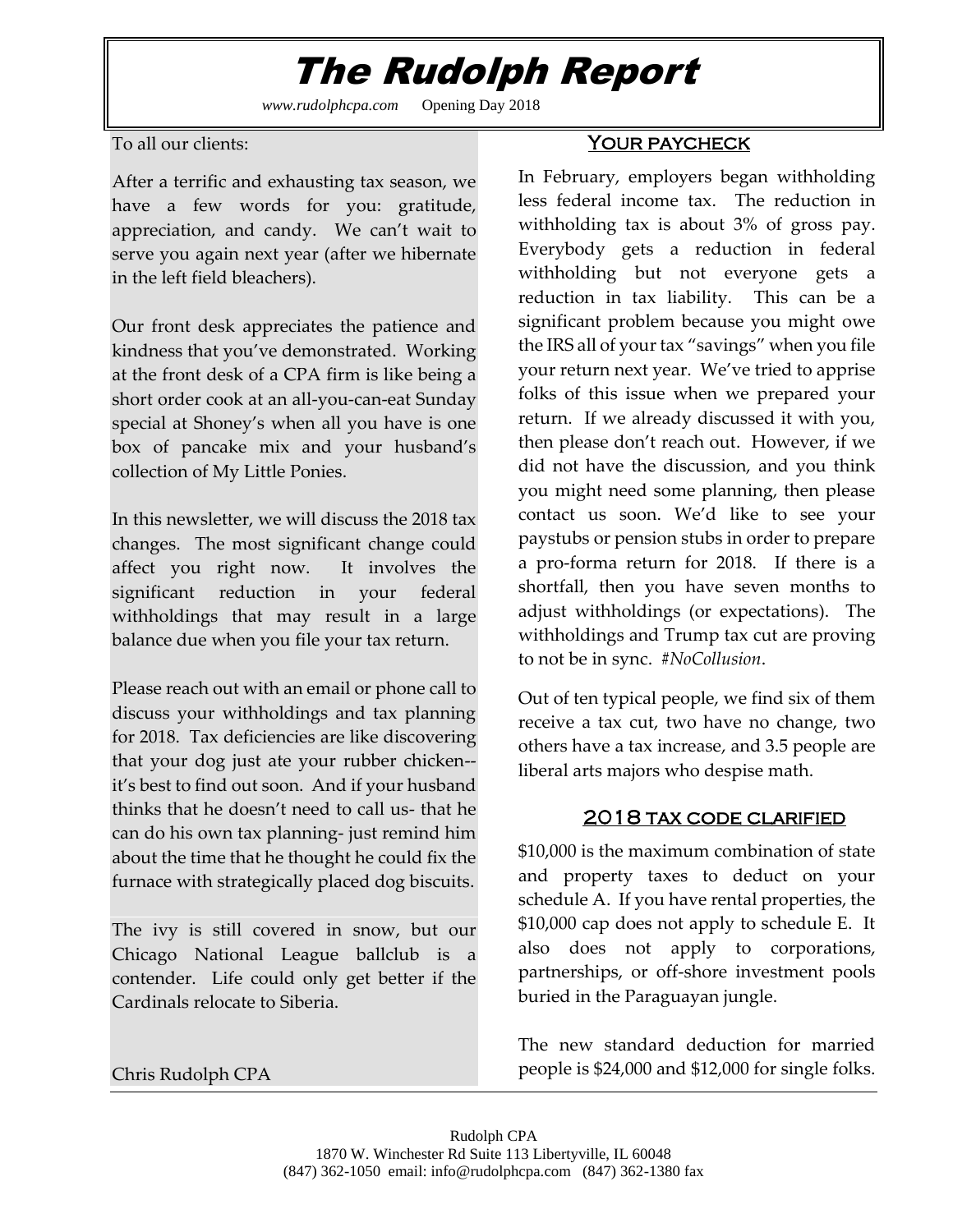# The Rudolph Report

*www.rudolphcpa.com* Opening Day 2018

To all our clients:

After a terrific and exhausting tax season, we have a few words for you: gratitude, appreciation, and candy. We can't wait to serve you again next year (after we hibernate in the left field bleachers).

Our front desk appreciates the patience and kindness that you've demonstrated. Working at the front desk of a CPA firm is like being a short order cook at an all-you-can-eat Sunday special at Shoney's when all you have is one box of pancake mix and your husband's collection of My Little Ponies.

In this newsletter, we will discuss the 2018 tax changes. The most significant change could affect you right now. It involves the significant reduction in your federal withholdings that may result in a large balance due when you file your tax return.

Please reach out with an email or phone call to discuss your withholdings and tax planning for 2018. Tax deficiencies are like discovering that your dog just ate your rubber chicken--it's best to find out soon. And if your husband thinks that he doesn't need to call us- that he can do his own tax planning- just remind him about the time that he thought he could fix the furnace with strategically placed dog biscuits.

The ivy is still covered in snow, but our Chicago National League ballclub is a contender. Life could only get better if the Cardinals relocate to Siberia.

Chris Rudolph CPA

## Your paycheck

In February, employers began withholding less federal income tax. The reduction in withholding tax is about 3% of gross pay. Everybody gets a reduction in federal withholding but not everyone gets a reduction in tax liability. This can be a significant problem because you might owe the IRS all of your tax "savings" when you file your return next year. We've tried to apprise folks of this issue when we prepared your return. If we already discussed it with you, then please don't reach out. However, if we did not have the discussion, and you think you might need some planning, then please contact us soon. We'd like to see your paystubs or pension stubs in order to prepare a pro-forma return for 2018. If there is a shortfall, then you have seven months to adjust withholdings (or expectations). The withholdings and Trump tax cut are proving to not be in sync. *#NoCollusion*.

Out of ten typical people, we find six of them receive a tax cut, two have no change, two others have a tax increase, and 3.5 people are liberal arts majors who despise math.

## 2018 tax code clarified

$10,000 is the maximum combination of state and property taxes to deduct on your schedule A. If you have rental properties, the $10,000 cap does not apply to schedule E. It also does not apply to corporations, partnerships, or off-shore investment pools buried in the Paraguayan jungle.

The new standard deduction for married people is $24,000 and $12,000 for single folks.

Rudolph CPA
1870 W. Winchester Rd Suite 113 Libertyville, IL 60048
(847) 362-1050 email: info@rudolphcpa.com (847) 362-1380 fax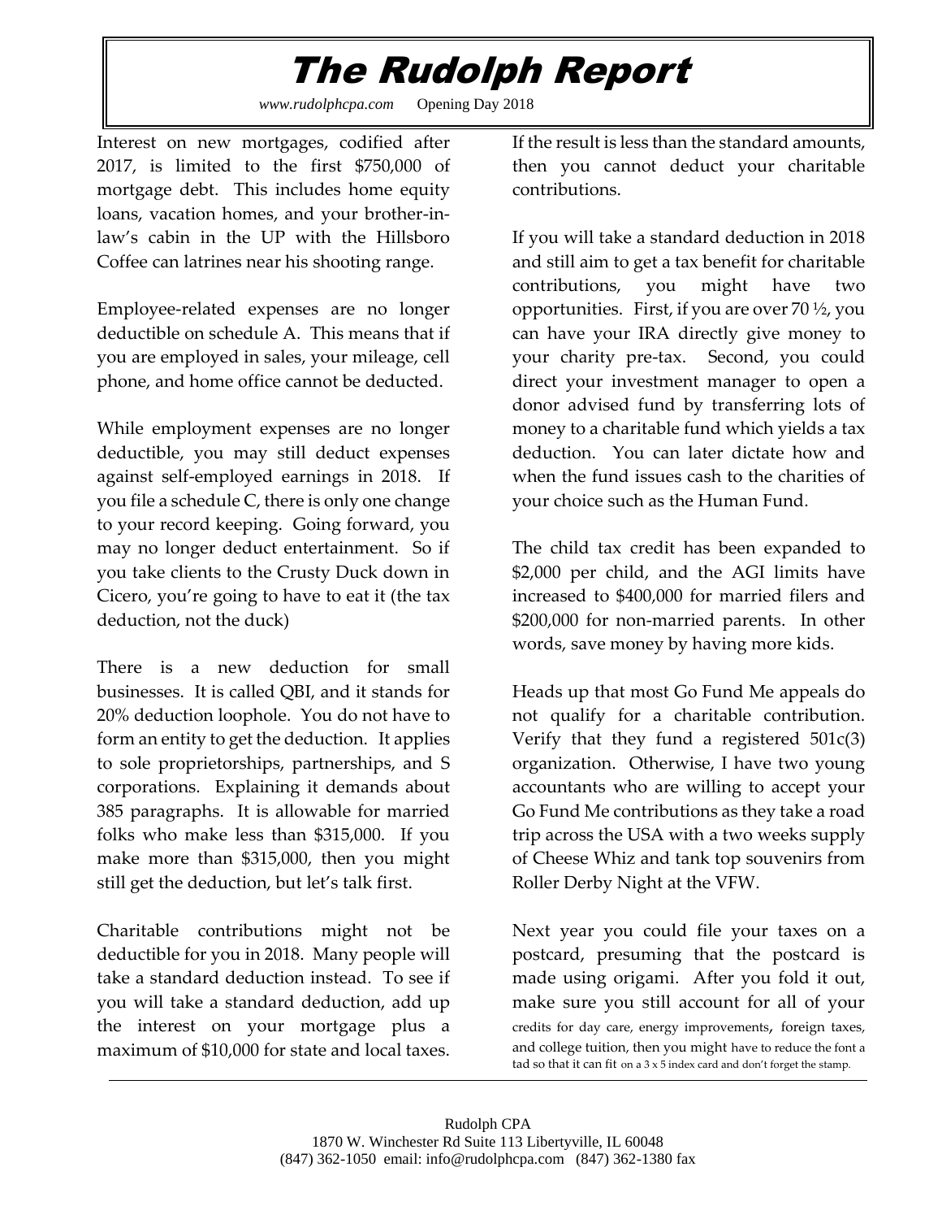# The Rudolph Report

*www.rudolphcpa.com* Opening Day 2018

Interest on new mortgages, codified after 2017, is limited to the first $750,000 of mortgage debt. This includes home equity loans, vacation homes, and your brother-in-law's cabin in the UP with the Hillsboro Coffee can latrines near his shooting range.

Employee-related expenses are no longer deductible on schedule A. This means that if you are employed in sales, your mileage, cell phone, and home office cannot be deducted.

While employment expenses are no longer deductible, you may still deduct expenses against self-employed earnings in 2018. If you file a schedule C, there is only one change to your record keeping. Going forward, you may no longer deduct entertainment. So if you take clients to the Crusty Duck down in Cicero, you're going to have to eat it (the tax deduction, not the duck)

There is a new deduction for small businesses. It is called QBI, and it stands for 20% deduction loophole. You do not have to form an entity to get the deduction. It applies to sole proprietorships, partnerships, and S corporations. Explaining it demands about 385 paragraphs. It is allowable for married folks who make less than $315,000. If you make more than $315,000, then you might still get the deduction, but let's talk first.

Charitable contributions might not be deductible for you in 2018. Many people will take a standard deduction instead. To see if you will take a standard deduction, add up the interest on your mortgage plus a maximum of $10,000 for state and local taxes. If the result is less than the standard amounts, then you cannot deduct your charitable contributions.

If you will take a standard deduction in 2018 and still aim to get a tax benefit for charitable contributions, you might have two opportunities. First, if you are over 70 ½, you can have your IRA directly give money to your charity pre-tax. Second, you could direct your investment manager to open a donor advised fund by transferring lots of money to a charitable fund which yields a tax deduction. You can later dictate how and when the fund issues cash to the charities of your choice such as the Human Fund.

The child tax credit has been expanded to $2,000 per child, and the AGI limits have increased to $400,000 for married filers and $200,000 for non-married parents. In other words, save money by having more kids.

Heads up that most Go Fund Me appeals do not qualify for a charitable contribution. Verify that they fund a registered 501c(3) organization. Otherwise, I have two young accountants who are willing to accept your Go Fund Me contributions as they take a road trip across the USA with a two weeks supply of Cheese Whiz and tank top souvenirs from Roller Derby Night at the VFW.

Next year you could file your taxes on a postcard, presuming that the postcard is made using origami. After you fold it out, make sure you still account for all of your credits for day care, energy improvements, foreign taxes, and college tuition, then you might have to reduce the font a tad so that it can fit on a 3 x 5 index card and don't forget the stamp.

---

Rudolph CPA
1870 W. Winchester Rd Suite 113 Libertyville, IL 60048
(847) 362-1050 email: info@rudolphcpa.com (847) 362-1380 fax